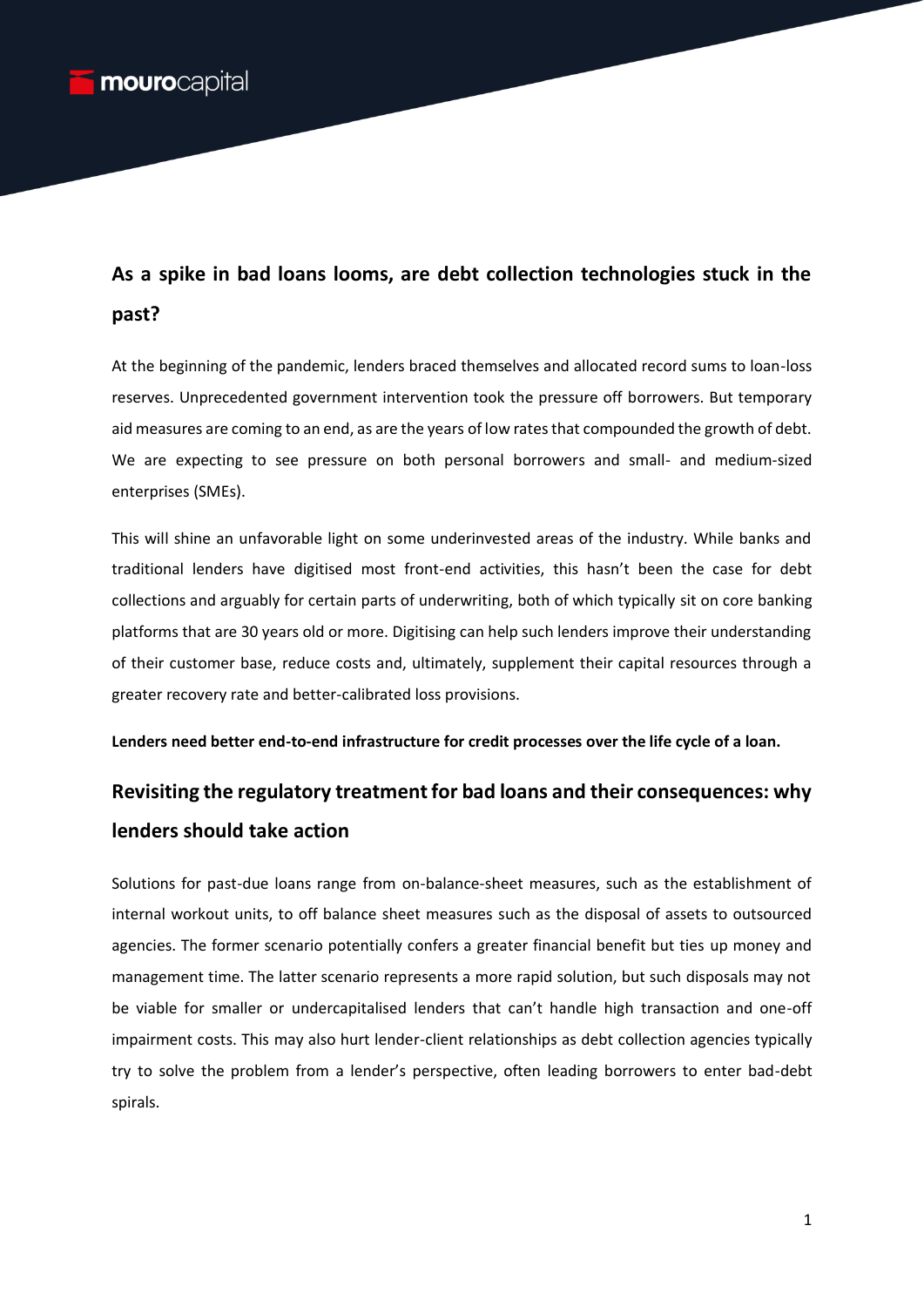## As a spike in bad loans looms, are debt collection technologies stuck in the past?

At the beginning of the pandemic, lenders braced themselves and allocated record sums to loan-loss reserves. Unprecedented government intervention took the pressure off borrowers. But temporary aid measures are coming to an end, as are the years of low rates that compounded the growth of debt. We are expecting to see pressure on both personal borrowers and small- and medium-sized enterprises (SMEs).

This will shine an unfavorable light on some underinvested areas of the industry. While banks and traditional lenders have digitised most front-end activities, this hasn't been the case for debt collections and arguably for certain parts of underwriting, both of which typically sit on core banking platforms that are 30 years old or more. Digitising can help such lenders improve their understanding of their customer base, reduce costs and, ultimately, supplement their capital resources through a greater recovery rate and better-calibrated loss provisions.

**Lenders need better end-to-end infrastructure for credit processes over the life cycle of a loan.**

## Revisiting the regulatory treatment for bad loans and their consequences: why lenders should take action

Solutions for past-due loans range from on-balance-sheet measures, such as the establishment of internal workout units, to off balance sheet measures such as the disposal of assets to outsourced agencies. The former scenario potentially confers a greater financial benefit but ties up money and management time. The latter scenario represents a more rapid solution, but such disposals may not be viable for smaller or undercapitalised lenders that can't handle high transaction and one-off impairment costs. This may also hurt lender-client relationships as debt collection agencies typically try to solve the problem from a lender's perspective, often leading borrowers to enter bad-debt spirals.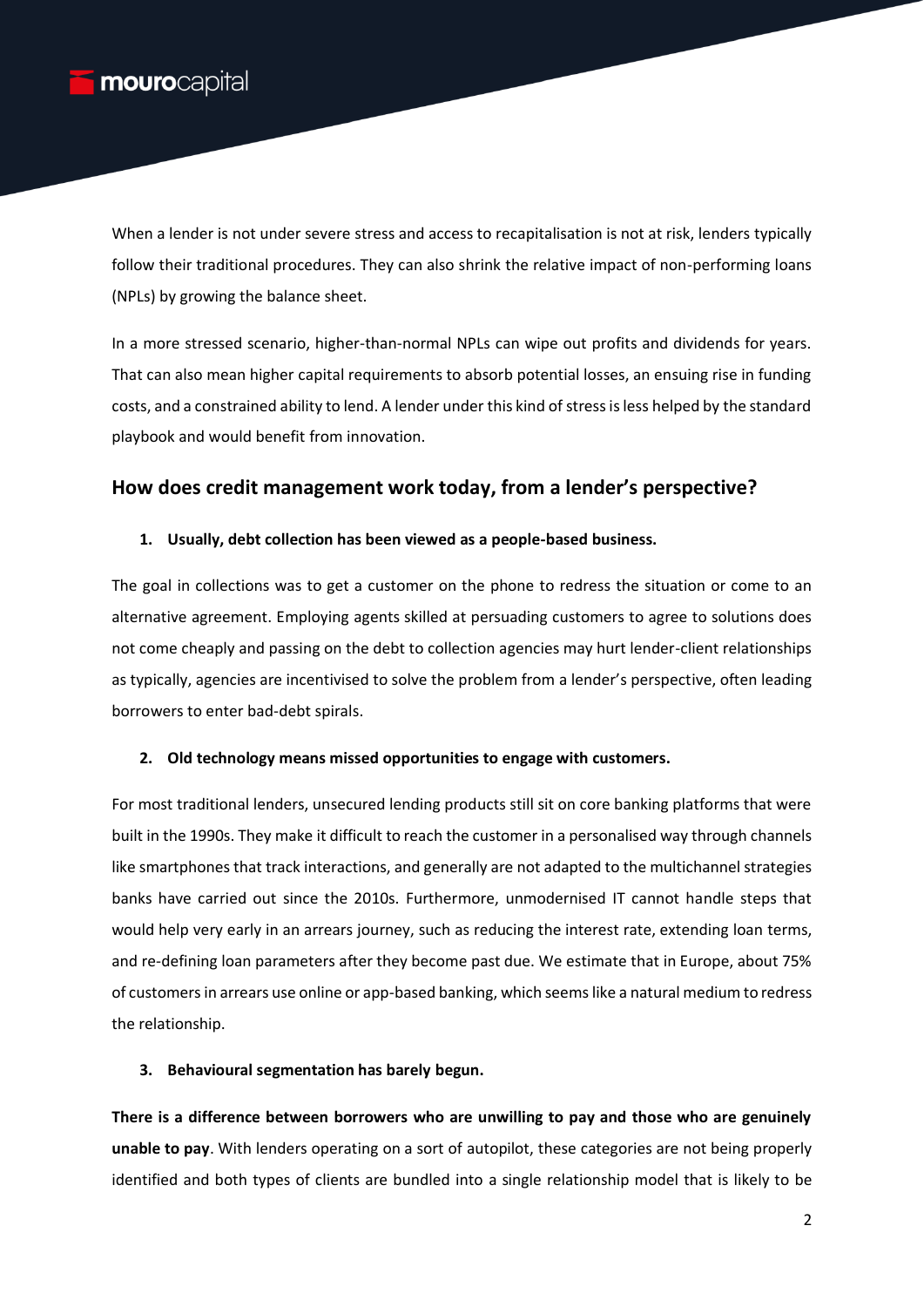When a lender is not under severe stress and access to recapitalisation is not at risk, lenders typically follow their traditional procedures. They can also shrink the relative impact of non-performing loans (NPLs) by growing the balance sheet.

In a more stressed scenario, higher-than-normal NPLs can wipe out profits and dividends for years. That can also mean higher capital requirements to absorb potential losses, an ensuing rise in funding costs, and a constrained ability to lend. A lender under this kind of stress is less helped by the standard playbook and would benefit from innovation.

## How does credit management work today, from a lender's perspective?

1. **Usually, debt collection has been viewed as a people-based business.**

The goal in collections was to get a customer on the phone to redress the situation or come to an alternative agreement. Employing agents skilled at persuading customers to agree to solutions does not come cheaply and passing on the debt to collection agencies may hurt lender-client relationships as typically, agencies are incentivised to solve the problem from a lender's perspective, often leading borrowers to enter bad-debt spirals.

2. **Old technology means missed opportunities to engage with customers.**

For most traditional lenders, unsecured lending products still sit on core banking platforms that were built in the 1990s. They make it difficult to reach the customer in a personalised way through channels like smartphones that track interactions, and generally are not adapted to the multichannel strategies banks have carried out since the 2010s. Furthermore, unmodernised IT cannot handle steps that would help very early in an arrears journey, such as reducing the interest rate, extending loan terms, and re-defining loan parameters after they become past due. We estimate that in Europe, about 75% of customers in arrears use online or app-based banking, which seems like a natural medium to redress the relationship.

3. **Behavioural segmentation has barely begun.**

**There is a difference between borrowers who are unwilling to pay and those who are genuinely unable to pay**. With lenders operating on a sort of autopilot, these categories are not being properly identified and both types of clients are bundled into a single relationship model that is likely to be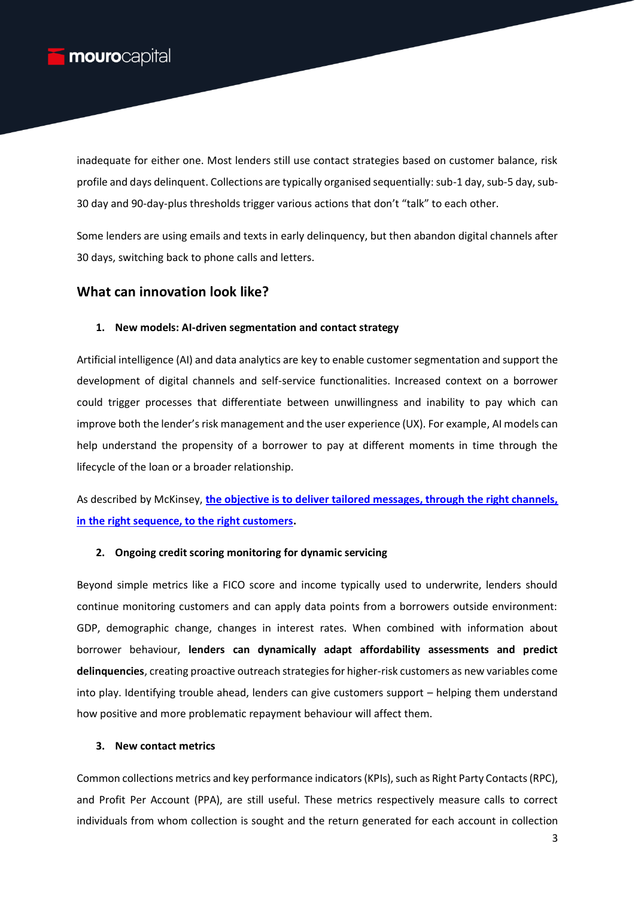inadequate for either one. Most lenders still use contact strategies based on customer balance, risk profile and days delinquent. Collections are typically organised sequentially: sub-1 day, sub-5 day, sub-30 day and 90-day-plus thresholds trigger various actions that don't "talk" to each other.

Some lenders are using emails and texts in early delinquency, but then abandon digital channels after 30 days, switching back to phone calls and letters.

## What can innovation look like?

### 1. New models: AI-driven segmentation and contact strategy

Artificial intelligence (AI) and data analytics are key to enable customer segmentation and support the development of digital channels and self-service functionalities. Increased context on a borrower could trigger processes that differentiate between unwillingness and inability to pay which can improve both the lender's risk management and the user experience (UX). For example, AI models can help understand the propensity of a borrower to pay at different moments in time through the lifecycle of the loan or a broader relationship.

As described by McKinsey, **the objective is to deliver tailored messages, through the right channels, in the right sequence, to the right customers**.

### 2. Ongoing credit scoring monitoring for dynamic servicing

Beyond simple metrics like a FICO score and income typically used to underwrite, lenders should continue monitoring customers and can apply data points from a borrowers outside environment: GDP, demographic change, changes in interest rates. When combined with information about borrower behaviour, **lenders can dynamically adapt affordability assessments and predict delinquencies**, creating proactive outreach strategies for higher-risk customers as new variables come into play. Identifying trouble ahead, lenders can give customers support – helping them understand how positive and more problematic repayment behaviour will affect them.

### 3. New contact metrics

Common collections metrics and key performance indicators (KPIs), such as Right Party Contacts (RPC), and Profit Per Account (PPA), are still useful. These metrics respectively measure calls to correct individuals from whom collection is sought and the return generated for each account in collection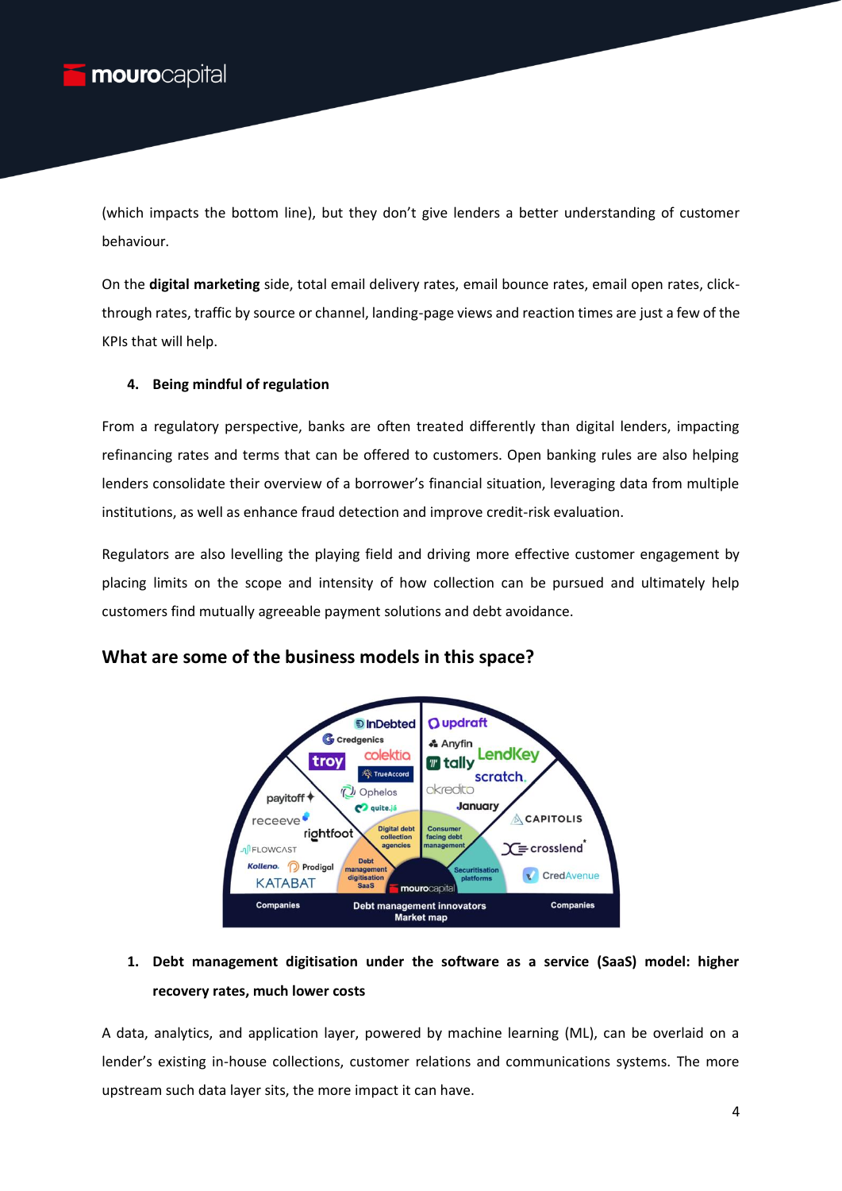(which impacts the bottom line), but they don't give lenders a better understanding of customer behaviour.

On the **digital marketing** side, total email delivery rates, email bounce rates, email open rates, click-through rates, traffic by source or channel, landing-page views and reaction times are just a few of the KPIs that will help.

4. **Being mindful of regulation**

From a regulatory perspective, banks are often treated differently than digital lenders, impacting refinancing rates and terms that can be offered to customers. Open banking rules are also helping lenders consolidate their overview of a borrower's financial situation, leveraging data from multiple institutions, as well as enhance fraud detection and improve credit-risk evaluation.

Regulators are also levelling the playing field and driving more effective customer engagement by placing limits on the scope and intensity of how collection can be pursued and ultimately help customers find mutually agreeable payment solutions and debt avoidance.

## What are some of the business models in this space?

1. **Debt management digitisation under the software as a service (SaaS) model: higher recovery rates, much lower costs**

A data, analytics, and application layer, powered by machine learning (ML), can be overlaid on a lender's existing in-house collections, customer relations and communications systems. The more upstream such data layer sits, the more impact it can have.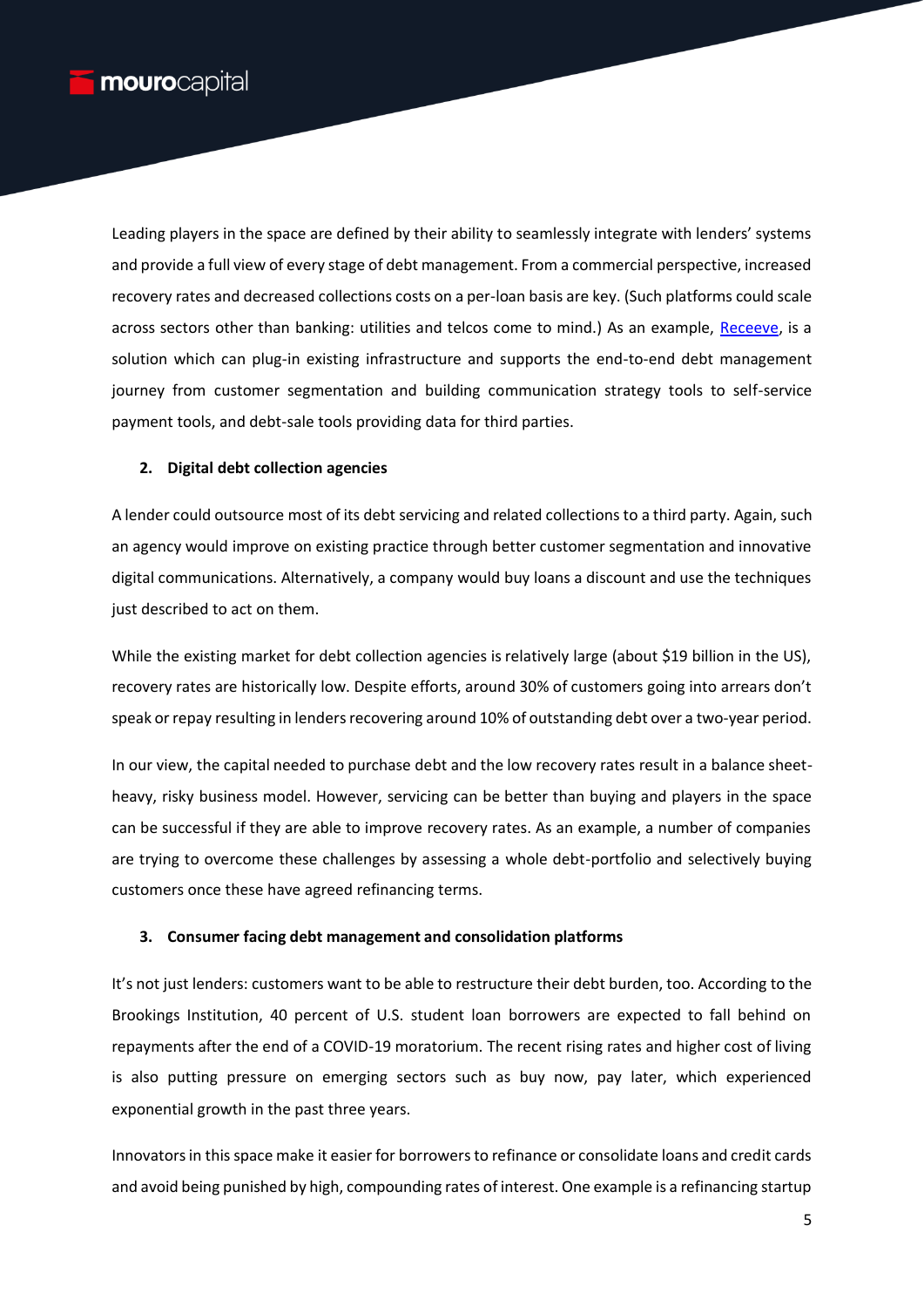Leading players in the space are defined by their ability to seamlessly integrate with lenders' systems and provide a full view of every stage of debt management. From a commercial perspective, increased recovery rates and decreased collections costs on a per-loan basis are key. (Such platforms could scale across sectors other than banking: utilities and telcos come to mind.) As an example, Receeve, is a solution which can plug-in existing infrastructure and supports the end-to-end debt management journey from customer segmentation and building communication strategy tools to self-service payment tools, and debt-sale tools providing data for third parties.

**2. Digital debt collection agencies**

A lender could outsource most of its debt servicing and related collections to a third party. Again, such an agency would improve on existing practice through better customer segmentation and innovative digital communications. Alternatively, a company would buy loans a discount and use the techniques just described to act on them.

While the existing market for debt collection agencies is relatively large (about $19 billion in the US), recovery rates are historically low. Despite efforts, around 30% of customers going into arrears don't speak or repay resulting in lenders recovering around 10% of outstanding debt over a two-year period.

In our view, the capital needed to purchase debt and the low recovery rates result in a balance sheet-heavy, risky business model. However, servicing can be better than buying and players in the space can be successful if they are able to improve recovery rates. As an example, a number of companies are trying to overcome these challenges by assessing a whole debt-portfolio and selectively buying customers once these have agreed refinancing terms.

**3. Consumer facing debt management and consolidation platforms**

It's not just lenders: customers want to be able to restructure their debt burden, too. According to the Brookings Institution, 40 percent of U.S. student loan borrowers are expected to fall behind on repayments after the end of a COVID-19 moratorium. The recent rising rates and higher cost of living is also putting pressure on emerging sectors such as buy now, pay later, which experienced exponential growth in the past three years.

Innovators in this space make it easier for borrowers to refinance or consolidate loans and credit cards and avoid being punished by high, compounding rates of interest. One example is a refinancing startup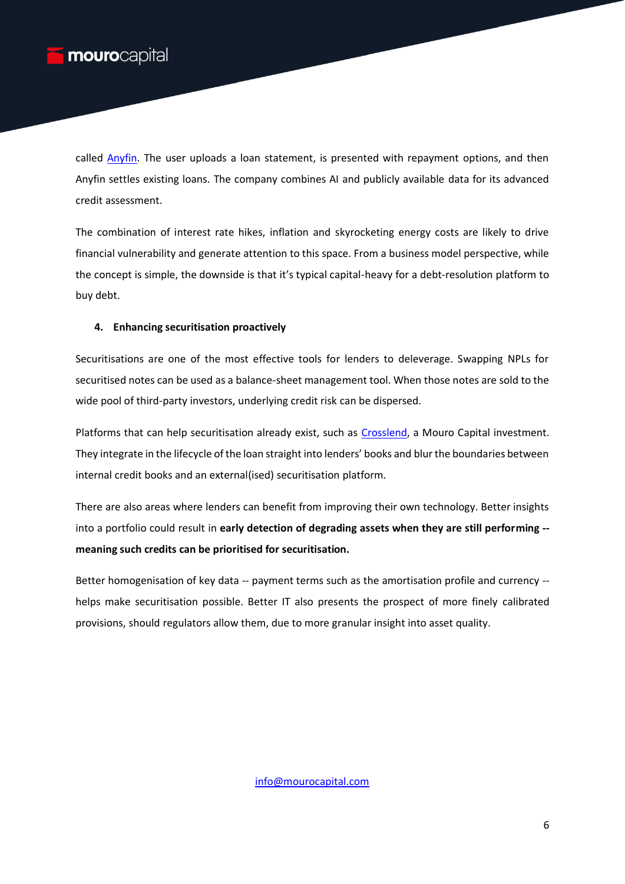called [Anyfin](). The user uploads a loan statement, is presented with repayment options, and then Anyfin settles existing loans. The company combines AI and publicly available data for its advanced credit assessment.

The combination of interest rate hikes, inflation and skyrocketing energy costs are likely to drive financial vulnerability and generate attention to this space. From a business model perspective, while the concept is simple, the downside is that it's typical capital-heavy for a debt-resolution platform to buy debt.

#### 4. Enhancing securitisation proactively

Securitisations are one of the most effective tools for lenders to deleverage. Swapping NPLs for securitised notes can be used as a balance-sheet management tool. When those notes are sold to the wide pool of third-party investors, underlying credit risk can be dispersed.

Platforms that can help securitisation already exist, such as [Crosslend](), a Mouro Capital investment. They integrate in the lifecycle of the loan straight into lenders' books and blur the boundaries between internal credit books and an external(ised) securitisation platform.

There are also areas where lenders can benefit from improving their own technology. Better insights into a portfolio could result in **early detection of degrading assets when they are still performing -- meaning such credits can be prioritised for securitisation.**

Better homogenisation of key data -- payment terms such as the amortisation profile and currency -- helps make securitisation possible. Better IT also presents the prospect of more finely calibrated provisions, should regulators allow them, due to more granular insight into asset quality.

info@mourocapital.com